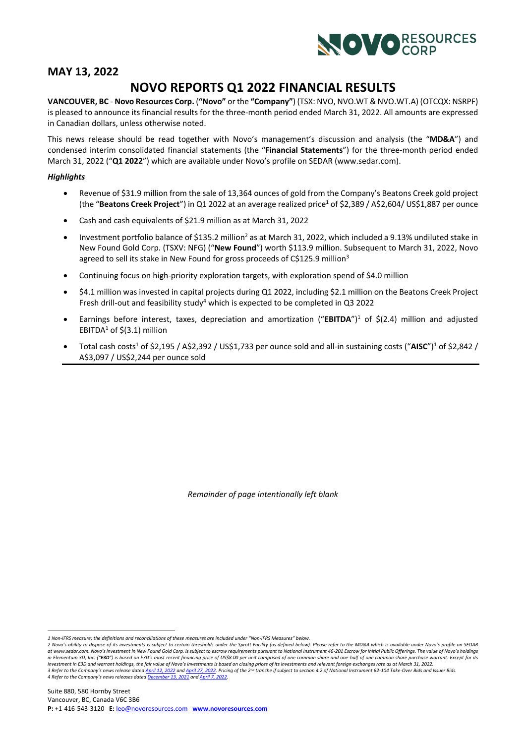## MAY 13, 2022

# NOVO REPORTS Q1 2022 FINANCIAL RESULTS

**VANCOUVER, BC** - **Novo Resources Corp.** (**"Novo"** or the **"Company"**) (TSX: NVO, NVO.WT & NVO.WT.A) (OTCQX: NSRPF) is pleased to announce its financial results for the three-month period ended March 31, 2022. All amounts are expressed in Canadian dollars, unless otherwise noted.

This news release should be read together with Novo's management's discussion and analysis (the "**MD&A**") and condensed interim consolidated financial statements (the "**Financial Statements**") for the three-month period ended March 31, 2022 ("**Q1 2022**") which are available under Novo's profile on SEDAR (www.sedar.com).

***Highlights***

- Revenue of $31.9 million from the sale of 13,364 ounces of gold from the Company's Beatons Creek gold project (the "**Beatons Creek Project**") in Q1 2022 at an average realized price[1] of $2,389 / A$2,604/ US$1,887 per ounce
- Cash and cash equivalents of $21.9 million as at March 31, 2022
- Investment portfolio balance of $135.2 million[2] as at March 31, 2022, which included a 9.13% undiluted stake in New Found Gold Corp. (TSXV: NFG) ("**New Found**") worth $113.9 million. Subsequent to March 31, 2022, Novo agreed to sell its stake in New Found for gross proceeds of C$125.9 million[3]
- Continuing focus on high-priority exploration targets, with exploration spend of $4.0 million
- $4.1 million was invested in capital projects during Q1 2022, including $2.1 million on the Beatons Creek Project Fresh drill-out and feasibility study[4] which is expected to be completed in Q3 2022
- Earnings before interest, taxes, depreciation and amortization ("**EBITDA**")[1] of $(2.4) million and adjusted EBITDA[1] of $(3.1) million
- Total cash costs[1] of $2,195 / A$2,392 / US$1,733 per ounce sold and all-in sustaining costs ("**AISC**")[1] of $2,842 / A$3,097 / US$2,244 per ounce sold

*Remainder of page intentionally left blank*

*1 Non-IFRS measure; the definitions and reconciliations of these measures are included under "Non-IFRS Measures" below.*
*2 Novo's ability to dispose of its investments is subject to certain thresholds under the Sprott Facility (as defined below). Please refer to the MD&A which is available under Novo's profile on SEDAR at www.sedar.com. Novo's investment in New Found Gold Corp. is subject to escrow requirements pursuant to National Instrument 46-201 Escrow for Initial Public Offerings. The value of Novo's holdings in Elementum 3D, Inc. ("**E3D**") is based on E3D's most recent financing price of US$8.00 per unit comprised of one common share and one-half of one common share purchase warrant. Except for its investment in E3D and warrant holdings, the fair value of Novo's investments is based on closing prices of its investments and relevant foreign exchanges rate as at March 31, 2022.*
*3 Refer to the Company's news release dated April 12, 2022 and April 27, 2022. Pricing of the 2nd tranche if subject to section 4.2 of National Instrument 62-104 Take-Over Bids and Issuer Bids.*
*4 Refer to the Company's news releases dated December 13, 2021 and April 7, 2022.*

Suite 880, 580 Hornby Street
Vancouver, BC, Canada V6C 3B6
**P:** +1-416-543-3120 **E:** leo@novoresources.com **www.novoresources.com**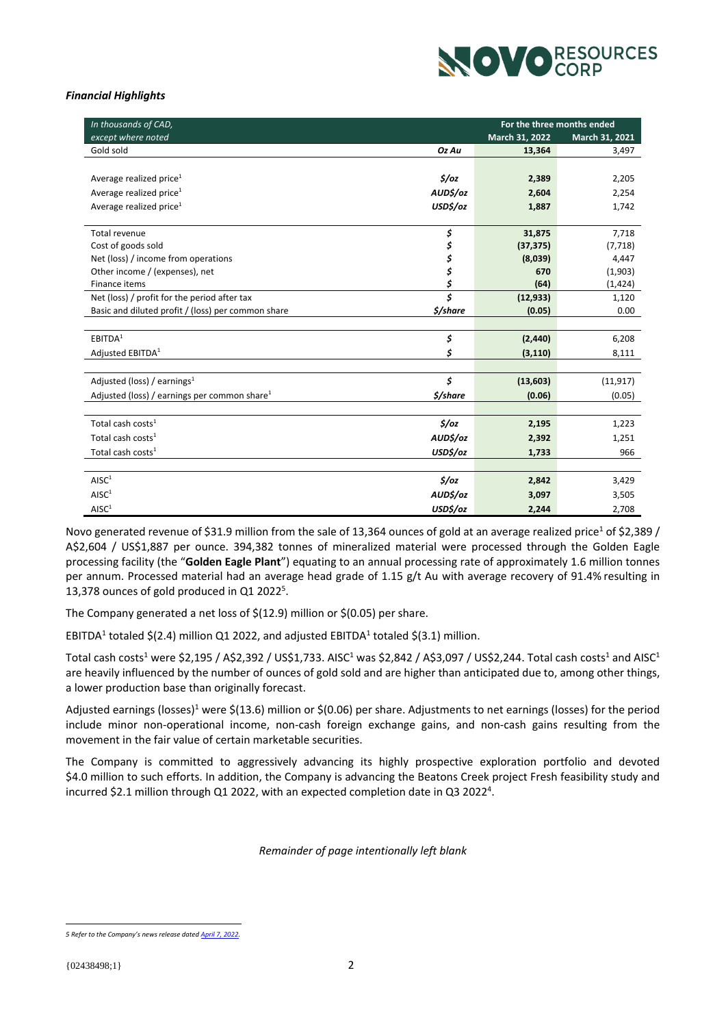***Financial Highlights***

| *In thousands of CAD, except where noted* | | For the three months ended | |
|---|---|---|---|
| | | **March 31, 2022** | **March 31, 2021** |
| Gold sold | ***Oz Au*** | **13,364** | 3,497 |
| | | | |
| Average realized price[1] | ***$/oz*** | **2,389** | 2,205 |
| Average realized price[1] | ***AUD$/oz*** | **2,604** | 2,254 |
| Average realized price[1] | ***USD$/oz*** | **1,887** | 1,742 |
| | | | |
| Total revenue | ***$*** | **31,875** | 7,718 |
| Cost of goods sold | ***$*** | **(37,375)** | (7,718) |
| Net (loss) / income from operations | ***$*** | **(8,039)** | 4,447 |
| Other income / (expenses), net | ***$*** | **670** | (1,903) |
| Finance items | ***$*** | **(64)** | (1,424) |
| Net (loss) / profit for the period after tax | ***$*** | **(12,933)** | 1,120 |
| Basic and diluted profit / (loss) per common share | ***$/share*** | **(0.05)** | 0.00 |
| | | | |
| EBITDA[1] | ***$*** | **(2,440)** | 6,208 |
| Adjusted EBITDA[1] | ***$*** | **(3,110)** | 8,111 |
| | | | |
| Adjusted (loss) / earnings[1] | ***$*** | **(13,603)** | (11,917) |
| Adjusted (loss) / earnings per common share[1] | ***$/share*** | **(0.06)** | (0.05) |
| | | | |
| Total cash costs[1] | ***$/oz*** | **2,195** | 1,223 |
| Total cash costs[1] | ***AUD$/oz*** | **2,392** | 1,251 |
| Total cash costs[1] | ***USD$/oz*** | **1,733** | 966 |
| | | | |
| AISC[1] | ***$/oz*** | **2,842** | 3,429 |
| AISC[1] | ***AUD$/oz*** | **3,097** | 3,505 |
| AISC[1] | ***USD$/oz*** | **2,244** | 2,708 |

Novo generated revenue of $31.9 million from the sale of 13,364 ounces of gold at an average realized price[1] of $2,389 / A$2,604 / US$1,887 per ounce. 394,382 tonnes of mineralized material were processed through the Golden Eagle processing facility (the "**Golden Eagle Plant**") equating to an annual processing rate of approximately 1.6 million tonnes per annum. Processed material had an average head grade of 1.15 g/t Au with average recovery of 91.4% resulting in 13,378 ounces of gold produced in Q1 2022[5].

The Company generated a net loss of $(12.9) million or $(0.05) per share.

EBITDA[1] totaled $(2.4) million Q1 2022, and adjusted EBITDA[1] totaled $(3.1) million.

Total cash costs[1] were $2,195 / A$2,392 / US$1,733. AISC[1] was $2,842 / A$3,097 / US$2,244. Total cash costs[1] and AISC[1] are heavily influenced by the number of ounces of gold sold and are higher than anticipated due to, among other things, a lower production base than originally forecast.

Adjusted earnings (losses)[1] were $(13.6) million or $(0.06) per share. Adjustments to net earnings (losses) for the period include minor non-operational income, non-cash foreign exchange gains, and non-cash gains resulting from the movement in the fair value of certain marketable securities.

The Company is committed to aggressively advancing its highly prospective exploration portfolio and devoted $4.0 million to such efforts. In addition, the Company is advancing the Beatons Creek project Fresh feasibility study and incurred $2.1 million through Q1 2022, with an expected completion date in Q3 2022[4].

*Remainder of page intentionally left blank*

*5 Refer to the Company's news release dated April 7, 2022.*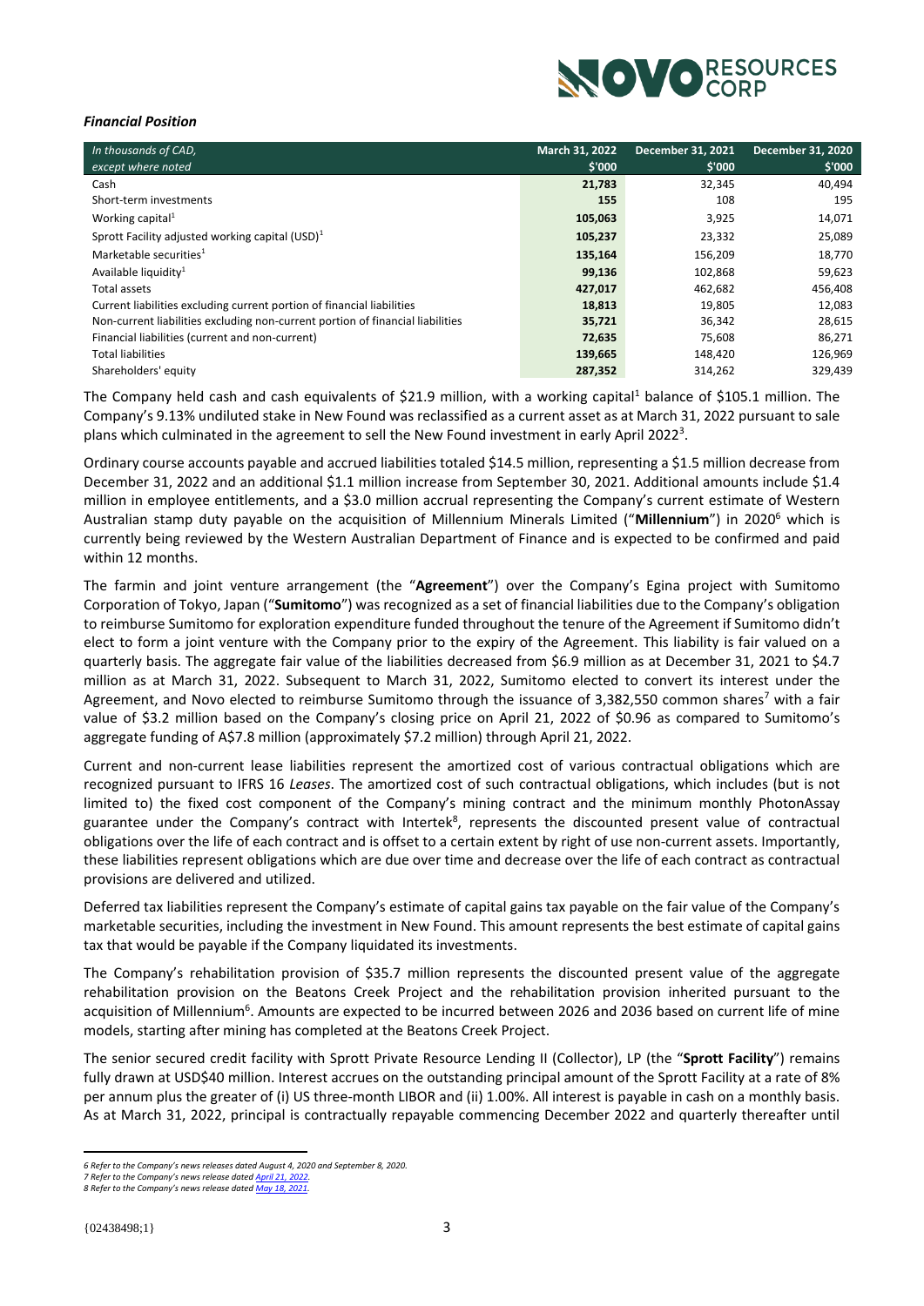*Financial Position*

| *In thousands of CAD, except where noted* | March 31, 2022 $'000 | December 31, 2021 $'000 | December 31, 2020 $'000 |
|---|---|---|---|
| Cash | **21,783** | 32,345 | 40,494 |
| Short-term investments | **155** | 108 | 195 |
| Working capital[1] | **105,063** | 3,925 | 14,071 |
| Sprott Facility adjusted working capital (USD)[1] | **105,237** | 23,332 | 25,089 |
| Marketable securities[1] | **135,164** | 156,209 | 18,770 |
| Available liquidity[1] | **99,136** | 102,868 | 59,623 |
| Total assets | **427,017** | 462,682 | 456,408 |
| Current liabilities excluding current portion of financial liabilities | **18,813** | 19,805 | 12,083 |
| Non-current liabilities excluding non-current portion of financial liabilities | **35,721** | 36,342 | 28,615 |
| Financial liabilities (current and non-current) | **72,635** | 75,608 | 86,271 |
| Total liabilities | **139,665** | 148,420 | 126,969 |
| Shareholders' equity | **287,352** | 314,262 | 329,439 |

The Company held cash and cash equivalents of $21.9 million, with a working capital[1] balance of $105.1 million. The Company's 9.13% undiluted stake in New Found was reclassified as a current asset as at March 31, 2022 pursuant to sale plans which culminated in the agreement to sell the New Found investment in early April 2022[3].

Ordinary course accounts payable and accrued liabilities totaled $14.5 million, representing a $1.5 million decrease from December 31, 2022 and an additional $1.1 million increase from September 30, 2021. Additional amounts include $1.4 million in employee entitlements, and a $3.0 million accrual representing the Company's current estimate of Western Australian stamp duty payable on the acquisition of Millennium Minerals Limited ("**Millennium**") in 2020[6] which is currently being reviewed by the Western Australian Department of Finance and is expected to be confirmed and paid within 12 months.

The farmin and joint venture arrangement (the "**Agreement**") over the Company's Egina project with Sumitomo Corporation of Tokyo, Japan ("**Sumitomo**") was recognized as a set of financial liabilities due to the Company's obligation to reimburse Sumitomo for exploration expenditure funded throughout the tenure of the Agreement if Sumitomo didn't elect to form a joint venture with the Company prior to the expiry of the Agreement. This liability is fair valued on a quarterly basis. The aggregate fair value of the liabilities decreased from $6.9 million as at December 31, 2021 to $4.7 million as at March 31, 2022. Subsequent to March 31, 2022, Sumitomo elected to convert its interest under the Agreement, and Novo elected to reimburse Sumitomo through the issuance of 3,382,550 common shares[7] with a fair value of $3.2 million based on the Company's closing price on April 21, 2022 of $0.96 as compared to Sumitomo's aggregate funding of A$7.8 million (approximately $7.2 million) through April 21, 2022.

Current and non-current lease liabilities represent the amortized cost of various contractual obligations which are recognized pursuant to IFRS 16 *Leases*. The amortized cost of such contractual obligations, which includes (but is not limited to) the fixed cost component of the Company's mining contract and the minimum monthly PhotonAssay guarantee under the Company's contract with Intertek[8], represents the discounted present value of contractual obligations over the life of each contract and is offset to a certain extent by right of use non-current assets. Importantly, these liabilities represent obligations which are due over time and decrease over the life of each contract as contractual provisions are delivered and utilized.

Deferred tax liabilities represent the Company's estimate of capital gains tax payable on the fair value of the Company's marketable securities, including the investment in New Found. This amount represents the best estimate of capital gains tax that would be payable if the Company liquidated its investments.

The Company's rehabilitation provision of $35.7 million represents the discounted present value of the aggregate rehabilitation provision on the Beatons Creek Project and the rehabilitation provision inherited pursuant to the acquisition of Millennium[6]. Amounts are expected to be incurred between 2026 and 2036 based on current life of mine models, starting after mining has completed at the Beatons Creek Project.

The senior secured credit facility with Sprott Private Resource Lending II (Collector), LP (the "**Sprott Facility**") remains fully drawn at USD$40 million. Interest accrues on the outstanding principal amount of the Sprott Facility at a rate of 8% per annum plus the greater of (i) US three-month LIBOR and (ii) 1.00%. All interest is payable in cash on a monthly basis. As at March 31, 2022, principal is contractually repayable commencing December 2022 and quarterly thereafter until

*6 Refer to the Company's news releases dated August 4, 2020 and September 8, 2020.*
*7 Refer to the Company's news release dated April 21, 2022.*
*8 Refer to the Company's news release dated May 18, 2021.*

{02438498;1}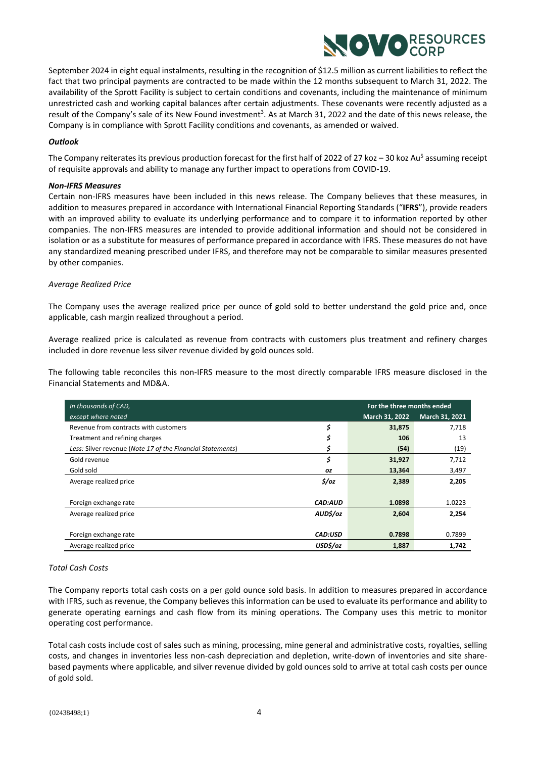September 2024 in eight equal instalments, resulting in the recognition of $12.5 million as current liabilities to reflect the fact that two principal payments are contracted to be made within the 12 months subsequent to March 31, 2022. The availability of the Sprott Facility is subject to certain conditions and covenants, including the maintenance of minimum unrestricted cash and working capital balances after certain adjustments. These covenants were recently adjusted as a result of the Company's sale of its New Found investment[3]. As at March 31, 2022 and the date of this news release, the Company is in compliance with Sprott Facility conditions and covenants, as amended or waived.

***Outlook***

The Company reiterates its previous production forecast for the first half of 2022 of 27 koz – 30 koz Au[5] assuming receipt of requisite approvals and ability to manage any further impact to operations from COVID-19.

***Non-IFRS Measures***

Certain non-IFRS measures have been included in this news release. The Company believes that these measures, in addition to measures prepared in accordance with International Financial Reporting Standards ("**IFRS**"), provide readers with an improved ability to evaluate its underlying performance and to compare it to information reported by other companies. The non-IFRS measures are intended to provide additional information and should not be considered in isolation or as a substitute for measures of performance prepared in accordance with IFRS. These measures do not have any standardized meaning prescribed under IFRS, and therefore may not be comparable to similar measures presented by other companies.

*Average Realized Price*

The Company uses the average realized price per ounce of gold sold to better understand the gold price and, once applicable, cash margin realized throughout a period.

Average realized price is calculated as revenue from contracts with customers plus treatment and refinery charges included in dore revenue less silver revenue divided by gold ounces sold.

The following table reconciles this non-IFRS measure to the most directly comparable IFRS measure disclosed in the Financial Statements and MD&A.

| *In thousands of CAD, except where noted* | | For the three months ended | |
|---|---|---|---|
| | | **March 31, 2022** | **March 31, 2021** |
| Revenue from contracts with customers | $ | **31,875** | 7,718 |
| Treatment and refining charges | $ | **106** | 13 |
| *Less:* Silver revenue (*Note 17 of the Financial Statements*) | $ | **(54)** | (19) |
| Gold revenue | $ | **31,927** | 7,712 |
| Gold sold | *oz* | **13,364** | 3,497 |
| Average realized price | *$/oz* | **2,389** | **2,205** |
| Foreign exchange rate | *CAD:AUD* | **1.0898** | 1.0223 |
| Average realized price | *AUD$/oz* | **2,604** | **2,254** |
| Foreign exchange rate | *CAD:USD* | **0.7898** | 0.7899 |
| Average realized price | *USD$/oz* | **1,887** | **1,742** |

*Total Cash Costs*

The Company reports total cash costs on a per gold ounce sold basis. In addition to measures prepared in accordance with IFRS, such as revenue, the Company believes this information can be used to evaluate its performance and ability to generate operating earnings and cash flow from its mining operations. The Company uses this metric to monitor operating cost performance.

Total cash costs include cost of sales such as mining, processing, mine general and administrative costs, royalties, selling costs, and changes in inventories less non-cash depreciation and depletion, write-down of inventories and site share-based payments where applicable, and silver revenue divided by gold ounces sold to arrive at total cash costs per ounce of gold sold.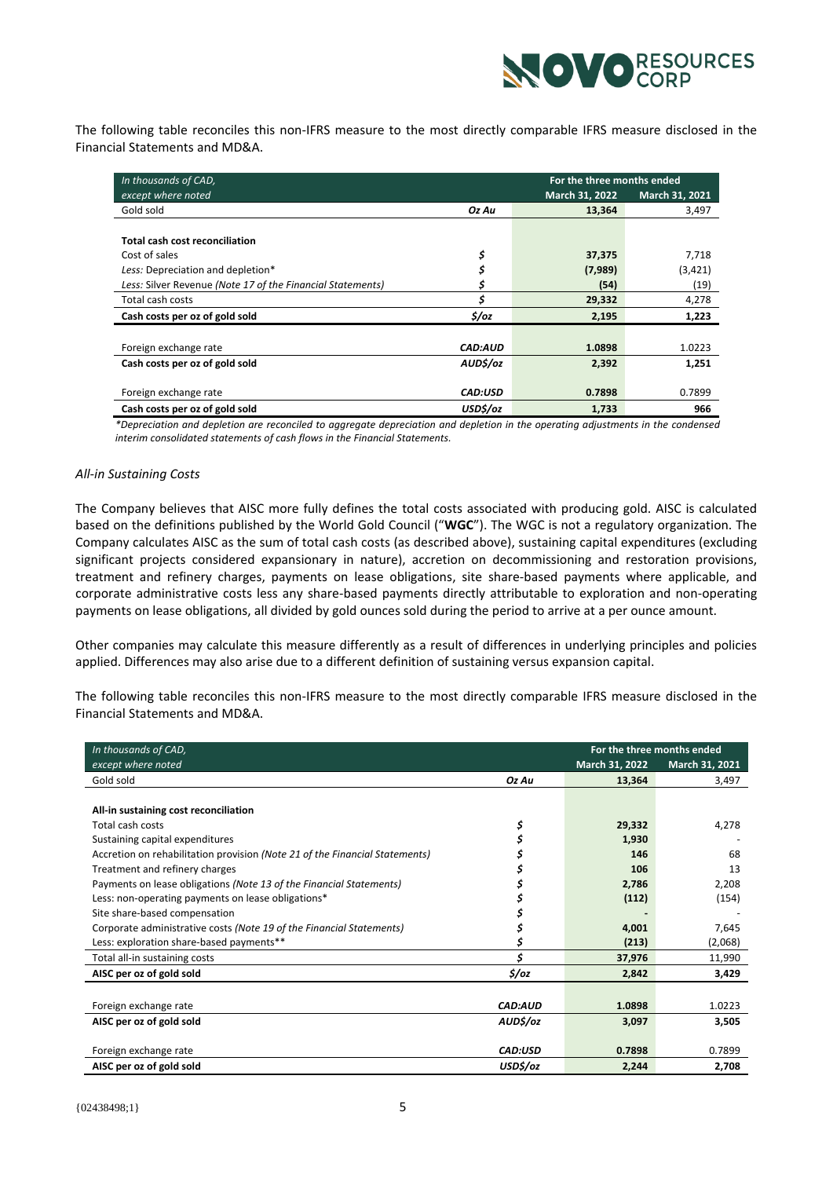The following table reconciles this non-IFRS measure to the most directly comparable IFRS measure disclosed in the Financial Statements and MD&A.

| *In thousands of CAD, except where noted* | | For the three months ended March 31, 2022 | For the three months ended March 31, 2021 |
|---|---|---|---|
| Gold sold | *Oz Au* | 13,364 | 3,497 |
| | | | |
| **Total cash cost reconciliation** | | | |
| Cost of sales | $ | 37,375 | 7,718 |
| *Less:* Depreciation and depletion* | $ | (7,989) | (3,421) |
| *Less: Silver Revenue (Note 17 of the Financial Statements)* | $ | (54) | (19) |
| Total cash costs | $ | 29,332 | 4,278 |
| **Cash costs per oz of gold sold** | ***$/oz*** | **2,195** | **1,223** |
| | | | |
| Foreign exchange rate | ***CAD:AUD*** | 1.0898 | 1.0223 |
| **Cash costs per oz of gold sold** | ***AUD$/oz*** | **2,392** | **1,251** |
| | | | |
| Foreign exchange rate | ***CAD:USD*** | 0.7898 | 0.7899 |
| **Cash costs per oz of gold sold** | ***USD$/oz*** | **1,733** | **966** |

*\*Depreciation and depletion are reconciled to aggregate depreciation and depletion in the operating adjustments in the condensed interim consolidated statements of cash flows in the Financial Statements.*

*All-in Sustaining Costs*

The Company believes that AISC more fully defines the total costs associated with producing gold. AISC is calculated based on the definitions published by the World Gold Council ("**WGC**"). The WGC is not a regulatory organization. The Company calculates AISC as the sum of total cash costs (as described above), sustaining capital expenditures (excluding significant projects considered expansionary in nature), accretion on decommissioning and restoration provisions, treatment and refinery charges, payments on lease obligations, site share-based payments where applicable, and corporate administrative costs less any share-based payments directly attributable to exploration and non-operating payments on lease obligations, all divided by gold ounces sold during the period to arrive at a per ounce amount.

Other companies may calculate this measure differently as a result of differences in underlying principles and policies applied. Differences may also arise due to a different definition of sustaining versus expansion capital.

The following table reconciles this non-IFRS measure to the most directly comparable IFRS measure disclosed in the Financial Statements and MD&A.

| *In thousands of CAD, except where noted* | | For the three months ended March 31, 2022 | For the three months ended March 31, 2021 |
|---|---|---|---|
| Gold sold | *Oz Au* | 13,364 | 3,497 |
| | | | |
| **All-in sustaining cost reconciliation** | | | |
| Total cash costs | $ | 29,332 | 4,278 |
| Sustaining capital expenditures | $ | 1,930 | - |
| Accretion on rehabilitation provision *(Note 21 of the Financial Statements)* | $ | 146 | 68 |
| Treatment and refinery charges | $ | 106 | 13 |
| Payments on lease obligations *(Note 13 of the Financial Statements)* | $ | 2,786 | 2,208 |
| Less: non-operating payments on lease obligations* | $ | (112) | (154) |
| Site share-based compensation | $ | - | - |
| Corporate administrative costs *(Note 19 of the Financial Statements)* | $ | 4,001 | 7,645 |
| Less: exploration share-based payments** | $ | (213) | (2,068) |
| Total all-in sustaining costs | $ | 37,976 | 11,990 |
| **AISC per oz of gold sold** | ***$/oz*** | **2,842** | **3,429** |
| | | | |
| Foreign exchange rate | ***CAD:AUD*** | 1.0898 | 1.0223 |
| **AISC per oz of gold sold** | ***AUD$/oz*** | **3,097** | **3,505** |
| | | | |
| Foreign exchange rate | ***CAD:USD*** | 0.7898 | 0.7899 |
| **AISC per oz of gold sold** | ***USD$/oz*** | **2,244** | **2,708** |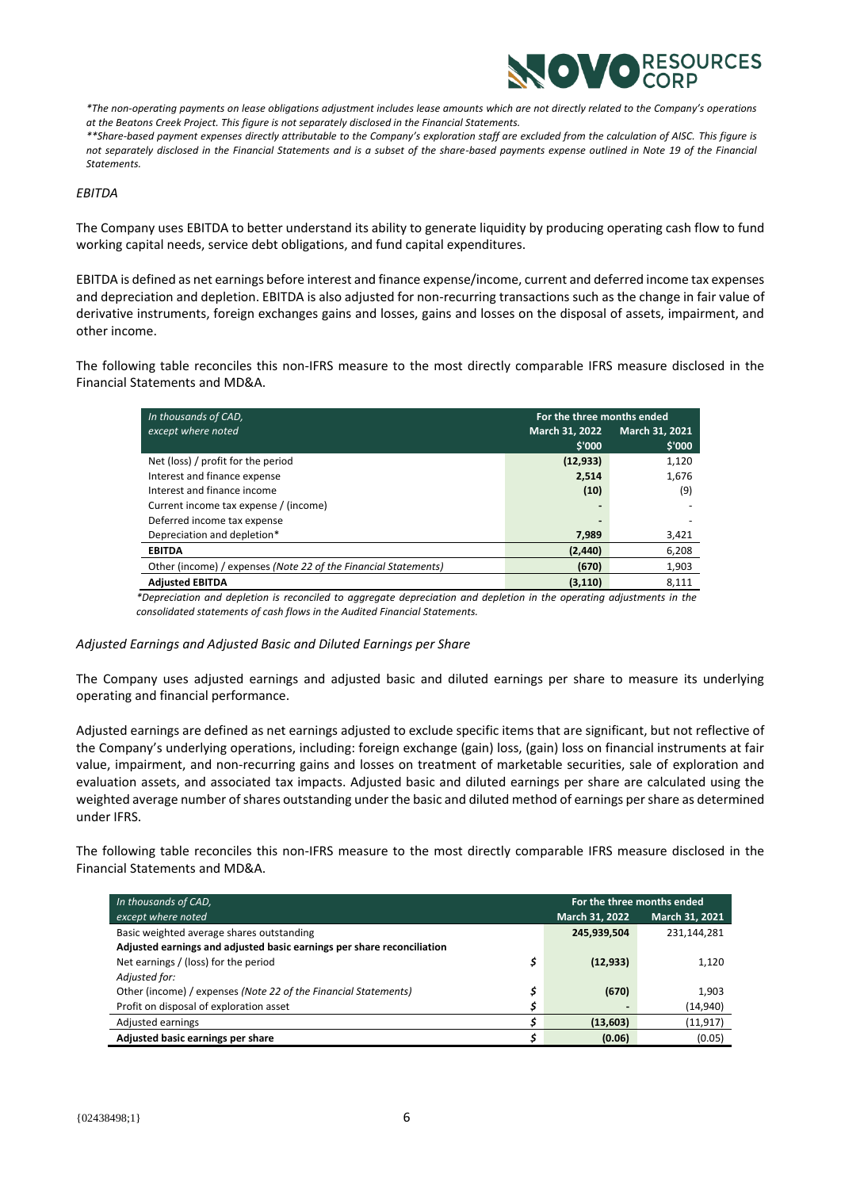*The non-operating payments on lease obligations adjustment includes lease amounts which are not directly related to the Company's operations at the Beatons Creek Project. This figure is not separately disclosed in the Financial Statements.

**Share-based payment expenses directly attributable to the Company's exploration staff are excluded from the calculation of AISC. This figure is not separately disclosed in the Financial Statements and is a subset of the share-based payments expense outlined in Note 19 of the Financial Statements.

*EBITDA*

The Company uses EBITDA to better understand its ability to generate liquidity by producing operating cash flow to fund working capital needs, service debt obligations, and fund capital expenditures.

EBITDA is defined as net earnings before interest and finance expense/income, current and deferred income tax expenses and depreciation and depletion. EBITDA is also adjusted for non-recurring transactions such as the change in fair value of derivative instruments, foreign exchanges gains and losses, gains and losses on the disposal of assets, impairment, and other income.

The following table reconciles this non-IFRS measure to the most directly comparable IFRS measure disclosed in the Financial Statements and MD&A.

| *In thousands of CAD, except where noted* | For the three months ended March 31, 2022 $'000 | For the three months ended March 31, 2021 $'000 |
|---|---|---|
| Net (loss) / profit for the period | **(12,933)** | 1,120 |
| Interest and finance expense | **2,514** | 1,676 |
| Interest and finance income | **(10)** | (9) |
| Current income tax expense / (income) | **-** | - |
| Deferred income tax expense | **-** | - |
| Depreciation and depletion* | **7,989** | 3,421 |
| **EBITDA** | **(2,440)** | 6,208 |
| Other (income) / expenses *(Note 22 of the Financial Statements)* | **(670)** | 1,903 |
| **Adjusted EBITDA** | **(3,110)** | 8,111 |

*Depreciation and depletion is reconciled to aggregate depreciation and depletion in the operating adjustments in the consolidated statements of cash flows in the Audited Financial Statements.*

*Adjusted Earnings and Adjusted Basic and Diluted Earnings per Share*

The Company uses adjusted earnings and adjusted basic and diluted earnings per share to measure its underlying operating and financial performance.

Adjusted earnings are defined as net earnings adjusted to exclude specific items that are significant, but not reflective of the Company's underlying operations, including: foreign exchange (gain) loss, (gain) loss on financial instruments at fair value, impairment, and non-recurring gains and losses on treatment of marketable securities, sale of exploration and evaluation assets, and associated tax impacts. Adjusted basic and diluted earnings per share are calculated using the weighted average number of shares outstanding under the basic and diluted method of earnings per share as determined under IFRS.

The following table reconciles this non-IFRS measure to the most directly comparable IFRS measure disclosed in the Financial Statements and MD&A.

| *In thousands of CAD, except where noted* | | For the three months ended March 31, 2022 | For the three months ended March 31, 2021 |
|---|---|---|---|
| Basic weighted average shares outstanding | | **245,939,504** | 231,144,281 |
| **Adjusted earnings and adjusted basic earnings per share reconciliation** | | | |
| Net earnings / (loss) for the period | $ | **(12,933)** | 1,120 |
| *Adjusted for:* | | | |
| Other (income) / expenses *(Note 22 of the Financial Statements)* | $ | **(670)** | 1,903 |
| Profit on disposal of exploration asset | $ | **-** | (14,940) |
| Adjusted earnings | $ | **(13,603)** | (11,917) |
| **Adjusted basic earnings per share** | $ | **(0.06)** | (0.05) |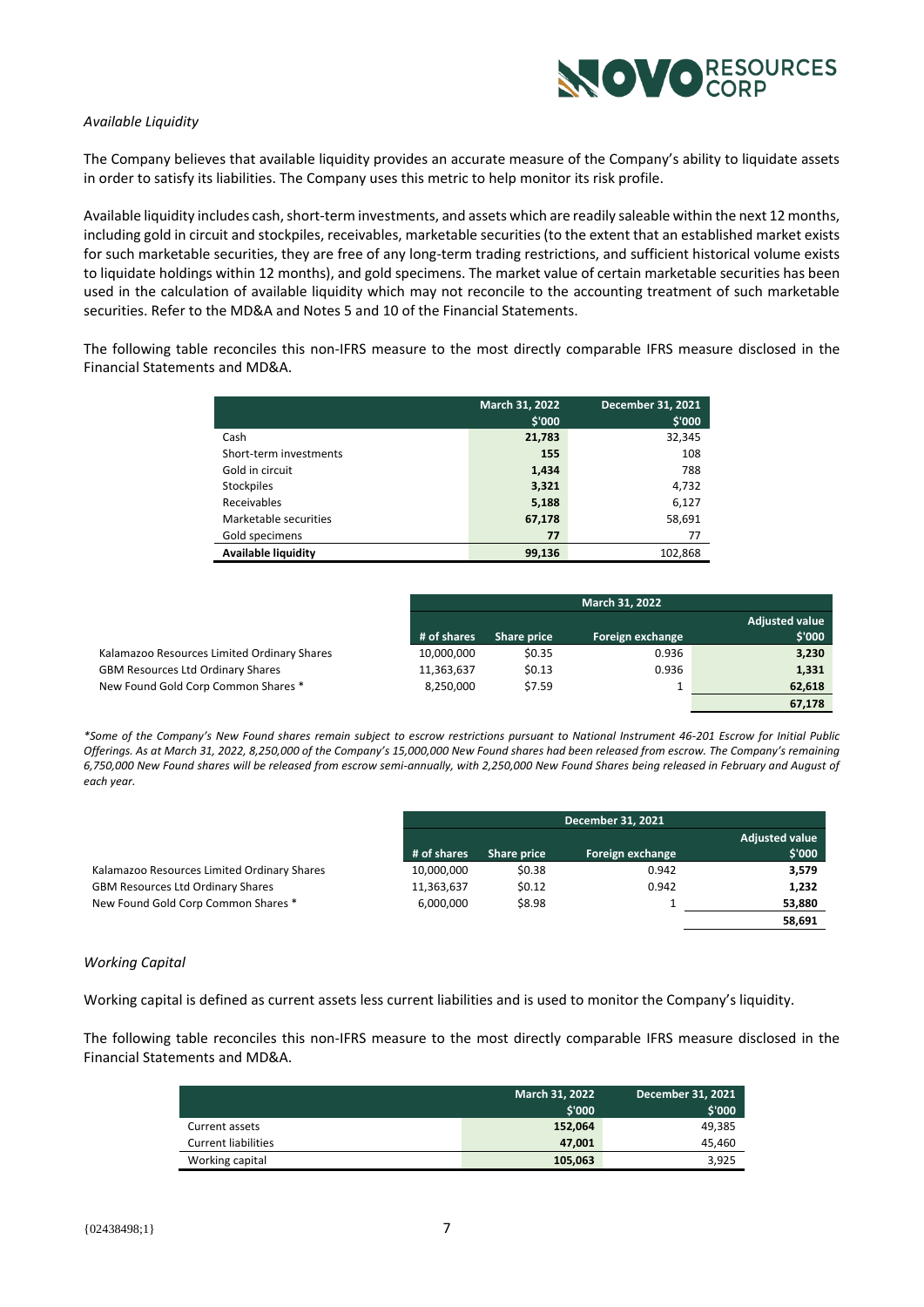*Available Liquidity*

The Company believes that available liquidity provides an accurate measure of the Company's ability to liquidate assets in order to satisfy its liabilities. The Company uses this metric to help monitor its risk profile.

Available liquidity includes cash, short-term investments, and assets which are readily saleable within the next 12 months, including gold in circuit and stockpiles, receivables, marketable securities (to the extent that an established market exists for such marketable securities, they are free of any long-term trading restrictions, and sufficient historical volume exists to liquidate holdings within 12 months), and gold specimens. The market value of certain marketable securities has been used in the calculation of available liquidity which may not reconcile to the accounting treatment of such marketable securities. Refer to the MD&A and Notes 5 and 10 of the Financial Statements.

The following table reconciles this non-IFRS measure to the most directly comparable IFRS measure disclosed in the Financial Statements and MD&A.

| | March 31, 2022<br>$'000 | December 31, 2021<br>$'000 |
|---|---|---|
| Cash | **21,783** | 32,345 |
| Short-term investments | **155** | 108 |
| Gold in circuit | **1,434** | 788 |
| Stockpiles | **3,321** | 4,732 |
| Receivables | **5,188** | 6,127 |
| Marketable securities | **67,178** | 58,691 |
| Gold specimens | **77** | 77 |
| **Available liquidity** | **99,136** | 102,868 |

| | March 31, 2022 | | | |
|---|---|---|---|---|
| | # of shares | Share price | Foreign exchange | Adjusted value<br>$'000 |
| Kalamazoo Resources Limited Ordinary Shares | 10,000,000 | $0.35 | 0.936 | **3,230** |
| GBM Resources Ltd Ordinary Shares | 11,363,637 | $0.13 | 0.936 | **1,331** |
| New Found Gold Corp Common Shares * | 8,250,000 | $7.59 | 1 | **62,618** |
| | | | | **67,178** |

*\*Some of the Company's New Found shares remain subject to escrow restrictions pursuant to National Instrument 46-201 Escrow for Initial Public Offerings. As at March 31, 2022, 8,250,000 of the Company's 15,000,000 New Found shares had been released from escrow. The Company's remaining 6,750,000 New Found shares will be released from escrow semi-annually, with 2,250,000 New Found Shares being released in February and August of each year.*

| | December 31, 2021 | | | |
|---|---|---|---|---|
| | # of shares | Share price | Foreign exchange | Adjusted value<br>$'000 |
| Kalamazoo Resources Limited Ordinary Shares | 10,000,000 | $0.38 | 0.942 | **3,579** |
| GBM Resources Ltd Ordinary Shares | 11,363,637 | $0.12 | 0.942 | **1,232** |
| New Found Gold Corp Common Shares * | 6,000,000 | $8.98 | 1 | **53,880** |
| | | | | **58,691** |

*Working Capital*

Working capital is defined as current assets less current liabilities and is used to monitor the Company's liquidity.

The following table reconciles this non-IFRS measure to the most directly comparable IFRS measure disclosed in the Financial Statements and MD&A.

| | March 31, 2022<br>$'000 | December 31, 2021<br>$'000 |
|---|---|---|
| Current assets | **152,064** | 49,385 |
| Current liabilities | **47,001** | 45,460 |
| Working capital | **105,063** | 3,925 |

{02438498;1}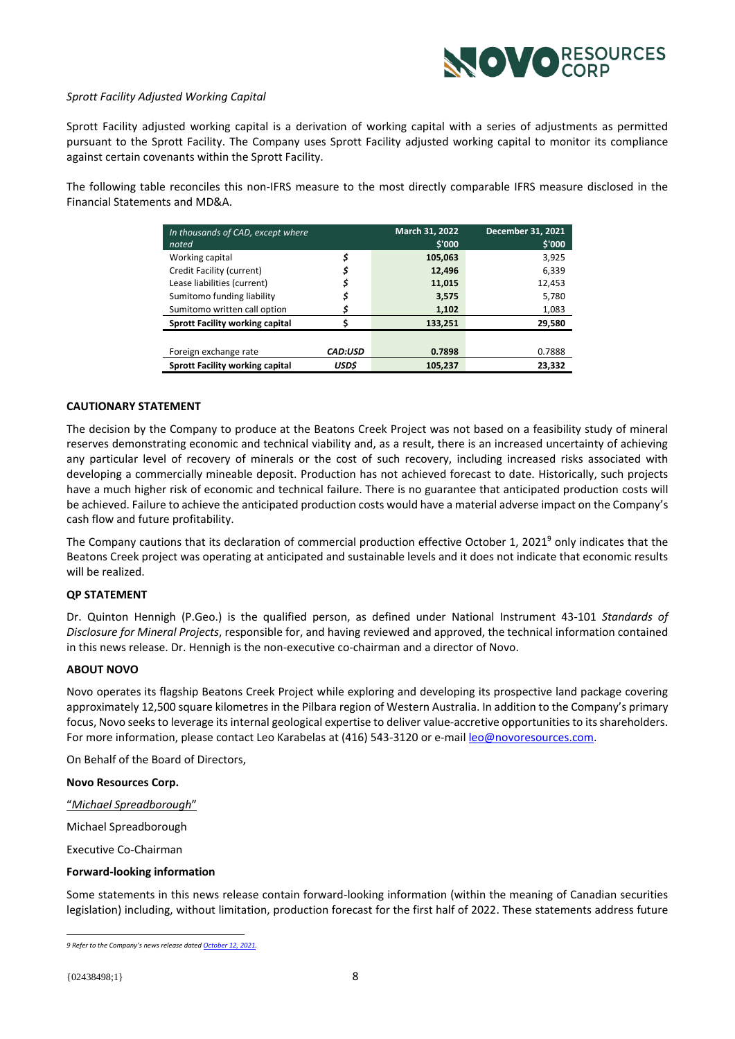*Sprott Facility Adjusted Working Capital*

Sprott Facility adjusted working capital is a derivation of working capital with a series of adjustments as permitted pursuant to the Sprott Facility. The Company uses Sprott Facility adjusted working capital to monitor its compliance against certain covenants within the Sprott Facility.

The following table reconciles this non-IFRS measure to the most directly comparable IFRS measure disclosed in the Financial Statements and MD&A.

| *In thousands of CAD, except where noted* | | March 31, 2022 $'000 | December 31, 2021 $'000 |
|---|---|---|---|
| Working capital | $ | **105,063** | 3,925 |
| Credit Facility (current) | $ | **12,496** | 6,339 |
| Lease liabilities (current) | $ | **11,015** | 12,453 |
| Sumitomo funding liability | $ | **3,575** | 5,780 |
| Sumitomo written call option | $ | **1,102** | 1,083 |
| **Sprott Facility working capital** | **$** | **133,251** | **29,580** |
| | | | |
| Foreign exchange rate | ***CAD:USD*** | **0.7898** | 0.7888 |
| **Sprott Facility working capital** | ***USD$*** | **105,237** | **23,332** |

**CAUTIONARY STATEMENT**

The decision by the Company to produce at the Beatons Creek Project was not based on a feasibility study of mineral reserves demonstrating economic and technical viability and, as a result, there is an increased uncertainty of achieving any particular level of recovery of minerals or the cost of such recovery, including increased risks associated with developing a commercially mineable deposit. Production has not achieved forecast to date. Historically, such projects have a much higher risk of economic and technical failure. There is no guarantee that anticipated production costs will be achieved. Failure to achieve the anticipated production costs would have a material adverse impact on the Company's cash flow and future profitability.

The Company cautions that its declaration of commercial production effective October 1, 2021[9] only indicates that the Beatons Creek project was operating at anticipated and sustainable levels and it does not indicate that economic results will be realized.

**QP STATEMENT**

Dr. Quinton Hennigh (P.Geo.) is the qualified person, as defined under National Instrument 43-101 *Standards of Disclosure for Mineral Projects*, responsible for, and having reviewed and approved, the technical information contained in this news release. Dr. Hennigh is the non-executive co-chairman and a director of Novo.

**ABOUT NOVO**

Novo operates its flagship Beatons Creek Project while exploring and developing its prospective land package covering approximately 12,500 square kilometres in the Pilbara region of Western Australia. In addition to the Company's primary focus, Novo seeks to leverage its internal geological expertise to deliver value-accretive opportunities to its shareholders. For more information, please contact Leo Karabelas at (416) 543-3120 or e-mail leo@novoresources.com.

On Behalf of the Board of Directors,

**Novo Resources Corp.**

"*Michael Spreadborough*"

Michael Spreadborough

Executive Co-Chairman

**Forward-looking information**

Some statements in this news release contain forward-looking information (within the meaning of Canadian securities legislation) including, without limitation, production forecast for the first half of 2022. These statements address future

---

[9] *Refer to the Company's news release dated October 12, 2021.*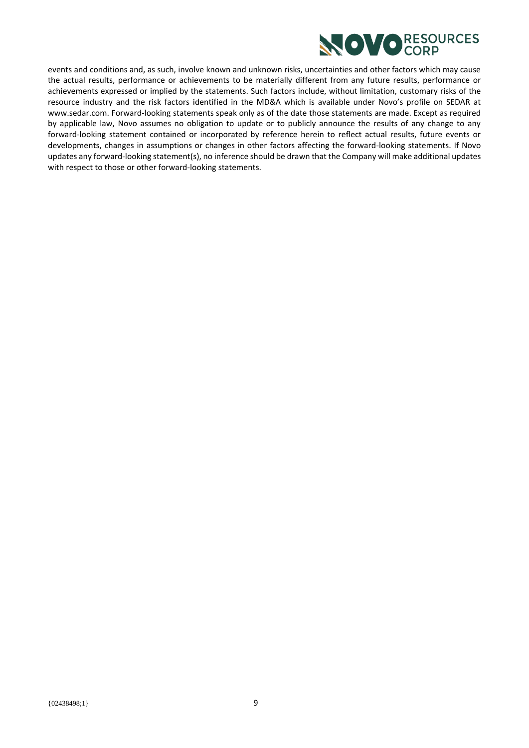events and conditions and, as such, involve known and unknown risks, uncertainties and other factors which may cause the actual results, performance or achievements to be materially different from any future results, performance or achievements expressed or implied by the statements. Such factors include, without limitation, customary risks of the resource industry and the risk factors identified in the MD&A which is available under Novo's profile on SEDAR at www.sedar.com. Forward-looking statements speak only as of the date those statements are made. Except as required by applicable law, Novo assumes no obligation to update or to publicly announce the results of any change to any forward-looking statement contained or incorporated by reference herein to reflect actual results, future events or developments, changes in assumptions or changes in other factors affecting the forward-looking statements. If Novo updates any forward-looking statement(s), no inference should be drawn that the Company will make additional updates with respect to those or other forward-looking statements.